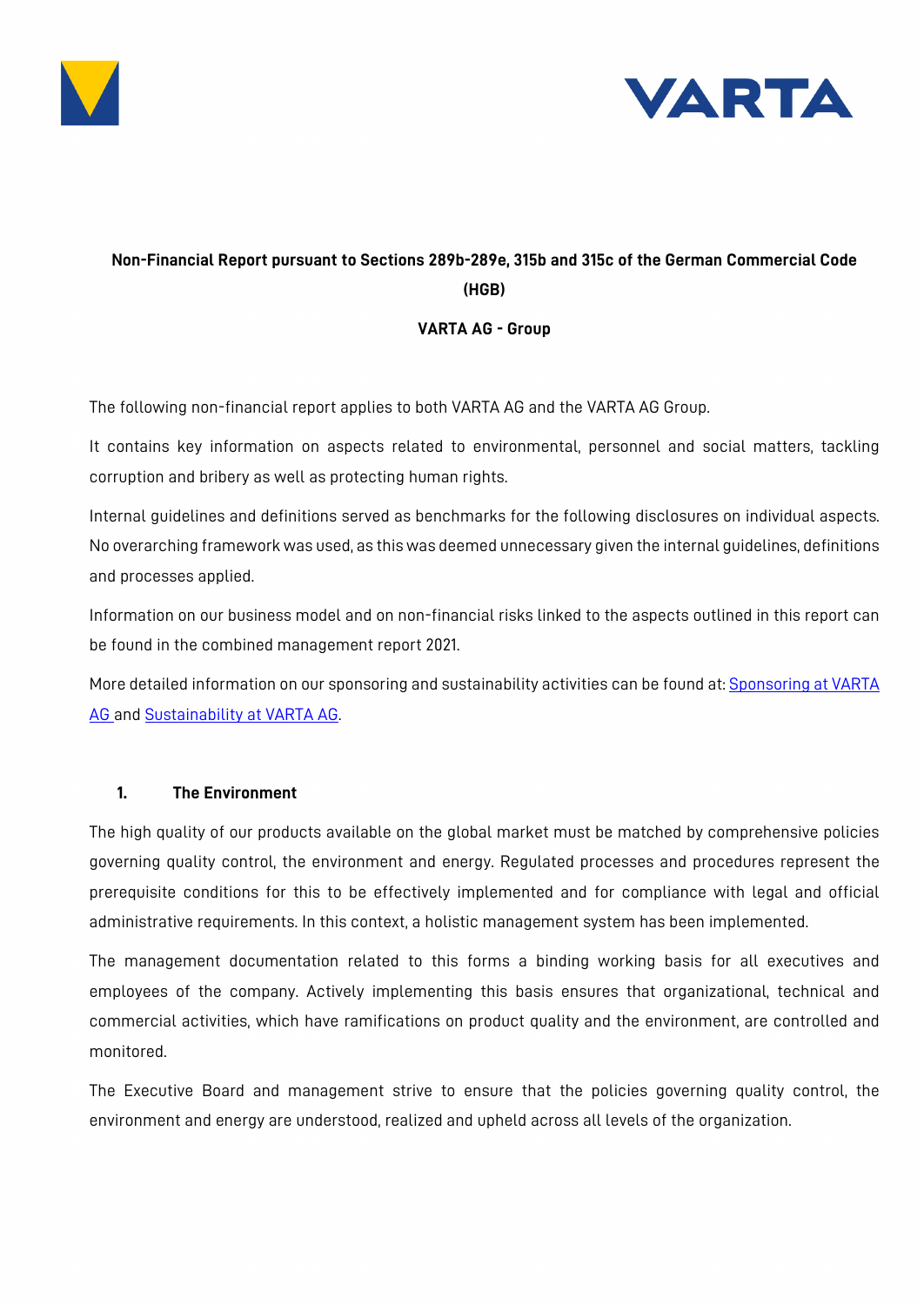**Non-Financial Report pursuant to Sections 289b-289e, 315b and 315c of the German Commercial Code (HGB)**

**VARTA AG - Group**

The following non-financial report applies to both VARTA AG and the VARTA AG Group.

It contains key information on aspects related to environmental, personnel and social matters, tackling corruption and bribery as well as protecting human rights.

Internal guidelines and definitions served as benchmarks for the following disclosures on individual aspects. No overarching framework was used, as this was deemed unnecessary given the internal guidelines, definitions and processes applied.

Information on our business model and on non-financial risks linked to the aspects outlined in this report can be found in the combined management report 2021.

More detailed information on our sponsoring and sustainability activities can be found at: Sponsoring at VARTA AG and Sustainability at VARTA AG.

## 1. The Environment

The high quality of our products available on the global market must be matched by comprehensive policies governing quality control, the environment and energy. Regulated processes and procedures represent the prerequisite conditions for this to be effectively implemented and for compliance with legal and official administrative requirements. In this context, a holistic management system has been implemented.

The management documentation related to this forms a binding working basis for all executives and employees of the company. Actively implementing this basis ensures that organizational, technical and commercial activities, which have ramifications on product quality and the environment, are controlled and monitored.

The Executive Board and management strive to ensure that the policies governing quality control, the environment and energy are understood, realized and upheld across all levels of the organization.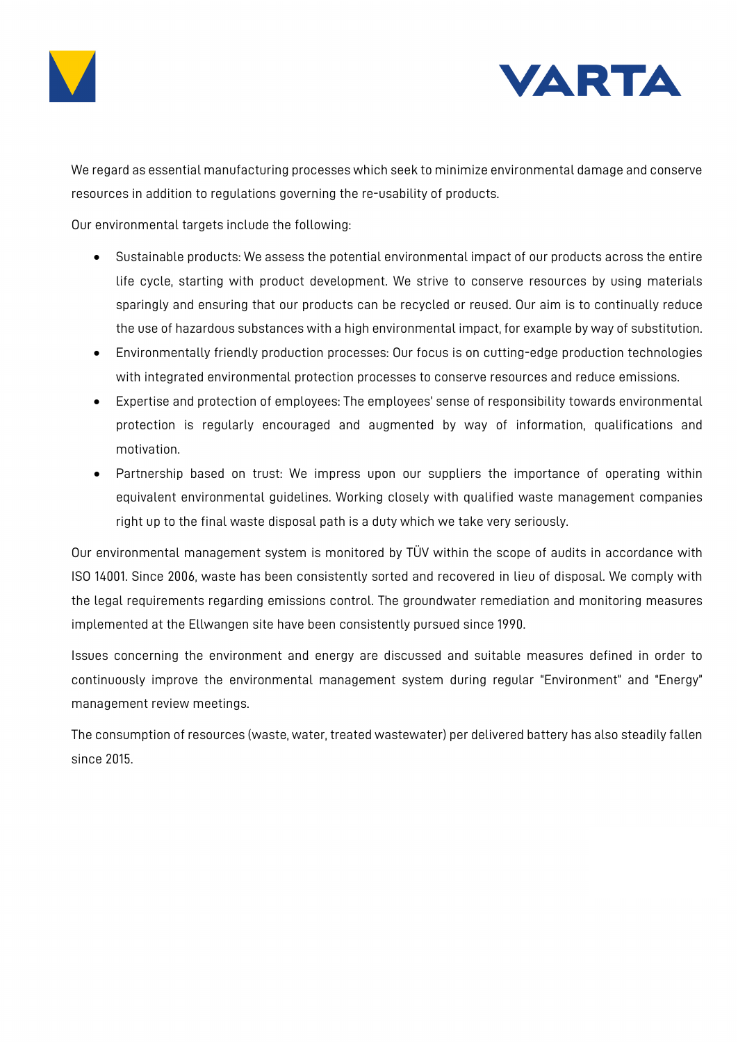We regard as essential manufacturing processes which seek to minimize environmental damage and conserve resources in addition to regulations governing the re-usability of products.

Our environmental targets include the following:

- Sustainable products: We assess the potential environmental impact of our products across the entire life cycle, starting with product development. We strive to conserve resources by using materials sparingly and ensuring that our products can be recycled or reused. Our aim is to continually reduce the use of hazardous substances with a high environmental impact, for example by way of substitution.
- Environmentally friendly production processes: Our focus is on cutting-edge production technologies with integrated environmental protection processes to conserve resources and reduce emissions.
- Expertise and protection of employees: The employees' sense of responsibility towards environmental protection is regularly encouraged and augmented by way of information, qualifications and motivation.
- Partnership based on trust: We impress upon our suppliers the importance of operating within equivalent environmental guidelines. Working closely with qualified waste management companies right up to the final waste disposal path is a duty which we take very seriously.

Our environmental management system is monitored by TÜV within the scope of audits in accordance with ISO 14001. Since 2006, waste has been consistently sorted and recovered in lieu of disposal. We comply with the legal requirements regarding emissions control. The groundwater remediation and monitoring measures implemented at the Ellwangen site have been consistently pursued since 1990.

Issues concerning the environment and energy are discussed and suitable measures defined in order to continuously improve the environmental management system during regular "Environment" and "Energy" management review meetings.

The consumption of resources (waste, water, treated wastewater) per delivered battery has also steadily fallen since 2015.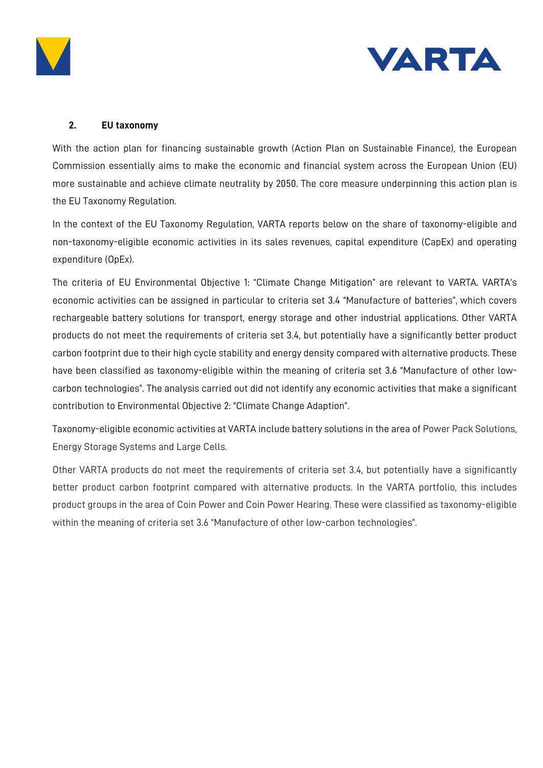## 2. EU taxonomy

With the action plan for financing sustainable growth (Action Plan on Sustainable Finance), the European Commission essentially aims to make the economic and financial system across the European Union (EU) more sustainable and achieve climate neutrality by 2050. The core measure underpinning this action plan is the EU Taxonomy Regulation.

In the context of the EU Taxonomy Regulation, VARTA reports below on the share of taxonomy-eligible and non-taxonomy-eligible economic activities in its sales revenues, capital expenditure (CapEx) and operating expenditure (OpEx).

The criteria of EU Environmental Objective 1: "Climate Change Mitigation" are relevant to VARTA. VARTA's economic activities can be assigned in particular to criteria set 3.4 "Manufacture of batteries", which covers rechargeable battery solutions for transport, energy storage and other industrial applications. Other VARTA products do not meet the requirements of criteria set 3.4, but potentially have a significantly better product carbon footprint due to their high cycle stability and energy density compared with alternative products. These have been classified as taxonomy-eligible within the meaning of criteria set 3.6 "Manufacture of other low-carbon technologies". The analysis carried out did not identify any economic activities that make a significant contribution to Environmental Objective 2: "Climate Change Adaption".

Taxonomy-eligible economic activities at VARTA include battery solutions in the area of Power Pack Solutions, Energy Storage Systems and Large Cells.

Other VARTA products do not meet the requirements of criteria set 3.4, but potentially have a significantly better product carbon footprint compared with alternative products. In the VARTA portfolio, this includes product groups in the area of Coin Power and Coin Power Hearing. These were classified as taxonomy-eligible within the meaning of criteria set 3.6 "Manufacture of other low-carbon technologies".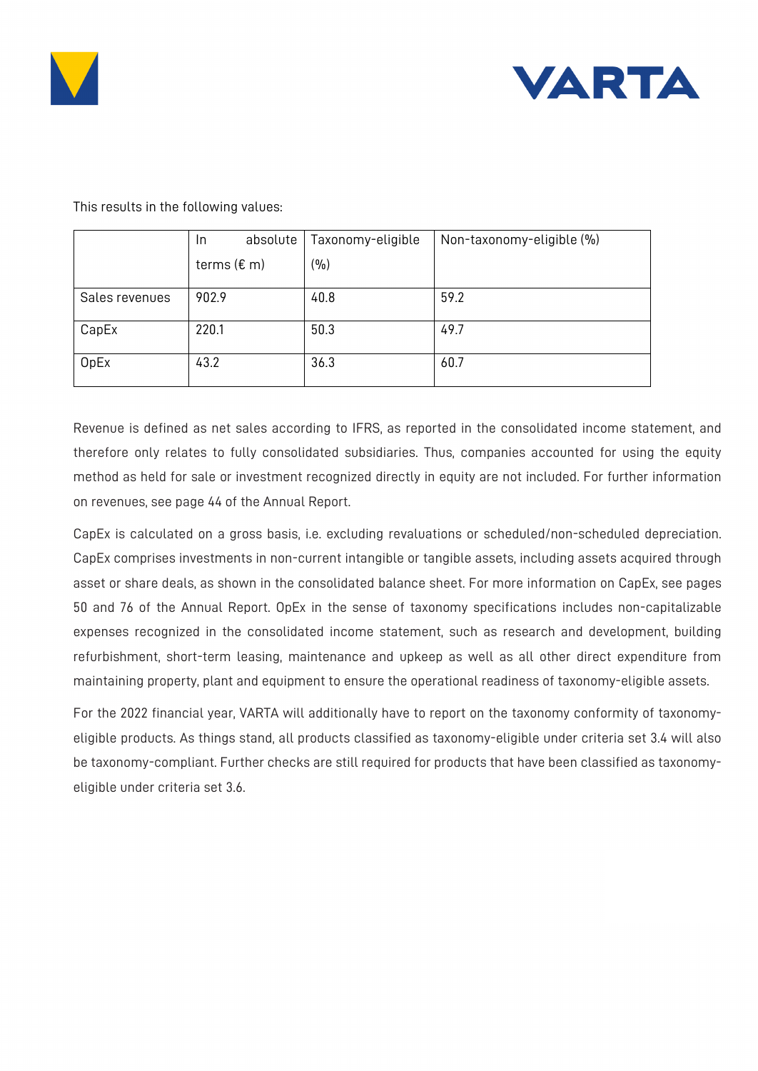This results in the following values:

| | In absolute terms (€ m) | Taxonomy-eligible (%) | Non-taxonomy-eligible (%) |
|---|---|---|---|
| Sales revenues | 902.9 | 40.8 | 59.2 |
| CapEx | 220.1 | 50.3 | 49.7 |
| OpEx | 43.2 | 36.3 | 60.7 |

Revenue is defined as net sales according to IFRS, as reported in the consolidated income statement, and therefore only relates to fully consolidated subsidiaries. Thus, companies accounted for using the equity method as held for sale or investment recognized directly in equity are not included. For further information on revenues, see page 44 of the Annual Report.

CapEx is calculated on a gross basis, i.e. excluding revaluations or scheduled/non-scheduled depreciation. CapEx comprises investments in non-current intangible or tangible assets, including assets acquired through asset or share deals, as shown in the consolidated balance sheet. For more information on CapEx, see pages 50 and 76 of the Annual Report. OpEx in the sense of taxonomy specifications includes non-capitalizable expenses recognized in the consolidated income statement, such as research and development, building refurbishment, short-term leasing, maintenance and upkeep as well as all other direct expenditure from maintaining property, plant and equipment to ensure the operational readiness of taxonomy-eligible assets.

For the 2022 financial year, VARTA will additionally have to report on the taxonomy conformity of taxonomy-eligible products. As things stand, all products classified as taxonomy-eligible under criteria set 3.4 will also be taxonomy-compliant. Further checks are still required for products that have been classified as taxonomy-eligible under criteria set 3.6.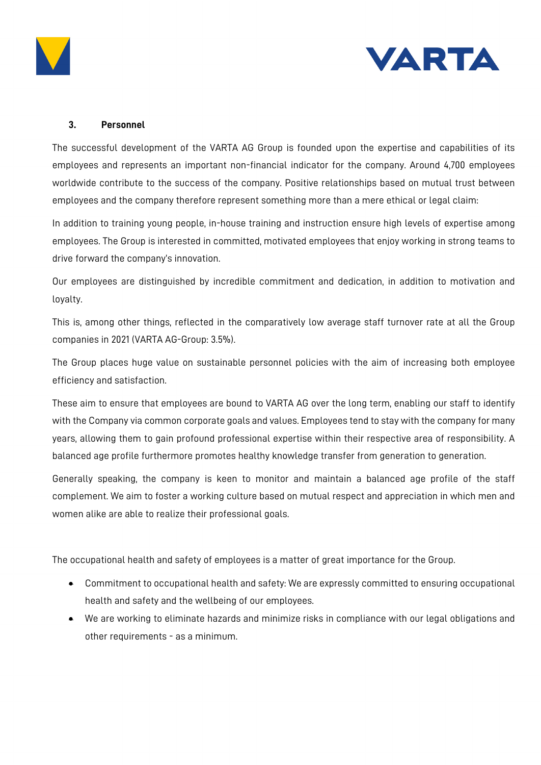## 3. Personnel

The successful development of the VARTA AG Group is founded upon the expertise and capabilities of its employees and represents an important non-financial indicator for the company. Around 4,700 employees worldwide contribute to the success of the company. Positive relationships based on mutual trust between employees and the company therefore represent something more than a mere ethical or legal claim:

In addition to training young people, in-house training and instruction ensure high levels of expertise among employees. The Group is interested in committed, motivated employees that enjoy working in strong teams to drive forward the company's innovation.

Our employees are distinguished by incredible commitment and dedication, in addition to motivation and loyalty.

This is, among other things, reflected in the comparatively low average staff turnover rate at all the Group companies in 2021 (VARTA AG-Group: 3.5%).

The Group places huge value on sustainable personnel policies with the aim of increasing both employee efficiency and satisfaction.

These aim to ensure that employees are bound to VARTA AG over the long term, enabling our staff to identify with the Company via common corporate goals and values. Employees tend to stay with the company for many years, allowing them to gain profound professional expertise within their respective area of responsibility. A balanced age profile furthermore promotes healthy knowledge transfer from generation to generation.

Generally speaking, the company is keen to monitor and maintain a balanced age profile of the staff complement. We aim to foster a working culture based on mutual respect and appreciation in which men and women alike are able to realize their professional goals.

The occupational health and safety of employees is a matter of great importance for the Group.

- Commitment to occupational health and safety: We are expressly committed to ensuring occupational health and safety and the wellbeing of our employees.
- We are working to eliminate hazards and minimize risks in compliance with our legal obligations and other requirements - as a minimum.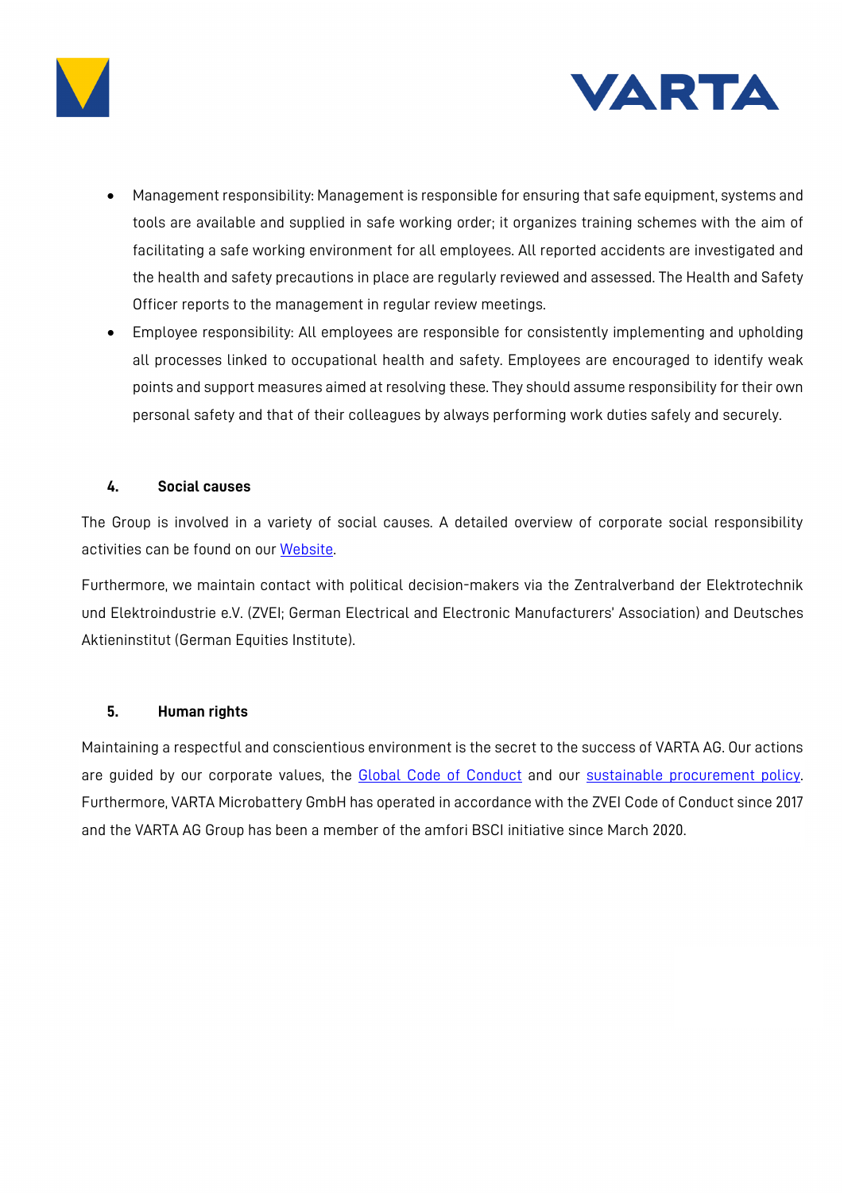- Management responsibility: Management is responsible for ensuring that safe equipment, systems and tools are available and supplied in safe working order; it organizes training schemes with the aim of facilitating a safe working environment for all employees. All reported accidents are investigated and the health and safety precautions in place are regularly reviewed and assessed. The Health and Safety Officer reports to the management in regular review meetings.
- Employee responsibility: All employees are responsible for consistently implementing and upholding all processes linked to occupational health and safety. Employees are encouraged to identify weak points and support measures aimed at resolving these. They should assume responsibility for their own personal safety and that of their colleagues by always performing work duties safely and securely.

## 4. Social causes

The Group is involved in a variety of social causes. A detailed overview of corporate social responsibility activities can be found on our Website.

Furthermore, we maintain contact with political decision-makers via the Zentralverband der Elektrotechnik und Elektroindustrie e.V. (ZVEI; German Electrical and Electronic Manufacturers' Association) and Deutsches Aktieninstitut (German Equities Institute).

## 5. Human rights

Maintaining a respectful and conscientious environment is the secret to the success of VARTA AG. Our actions are guided by our corporate values, the Global Code of Conduct and our sustainable procurement policy. Furthermore, VARTA Microbattery GmbH has operated in accordance with the ZVEI Code of Conduct since 2017 and the VARTA AG Group has been a member of the amfori BSCI initiative since March 2020.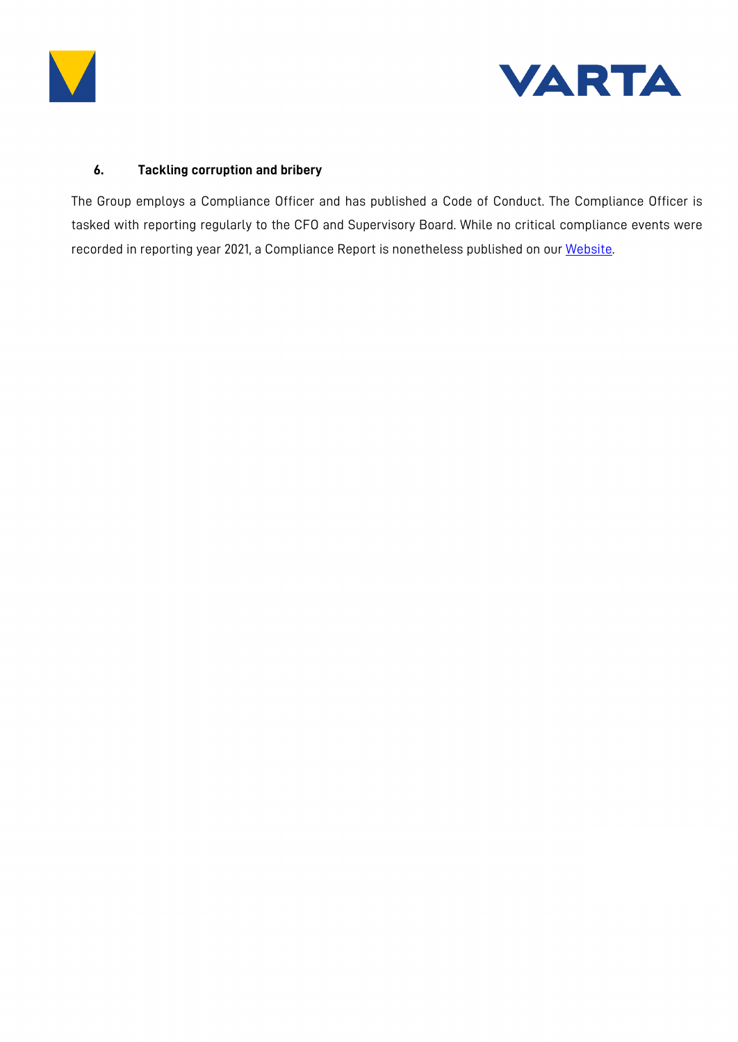## 6. Tackling corruption and bribery

The Group employs a Compliance Officer and has published a Code of Conduct. The Compliance Officer is tasked with reporting regularly to the CFO and Supervisory Board. While no critical compliance events were recorded in reporting year 2021, a Compliance Report is nonetheless published on our Website.